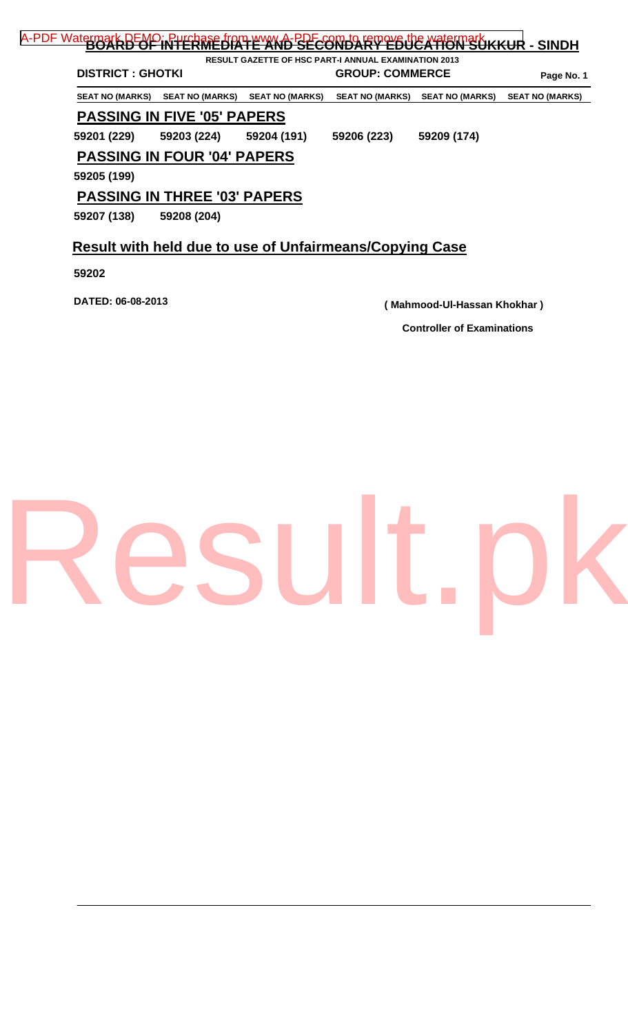# BOARD OF INTERMEDIATE AND SECONDARY EDUCATION SUKKUR - SINDH

**RESULT GAZETTE OF HSC PART-I ANNUAL EXAMINATION 2013**

**DISTRICT : GHOTKI** **GROUP: COMMERCE**

| SEAT NO (MARKS) | SEAT NO (MARKS) | SEAT NO (MARKS) | SEAT NO (MARKS) | SEAT NO (MARKS) | SEAT NO (MARKS) |
|---|---|---|---|---|---|

## PASSING IN FIVE '05' PAPERS

**59201 (229)** **59203 (224)** **59204 (191)** **59206 (223)** **59209 (174)**

## PASSING IN FOUR '04' PAPERS

**59205 (199)**

## PASSING IN THREE '03' PAPERS

**59207 (138)** **59208 (204)**

## Result with held due to use of Unfairmeans/Copying Case

**59202**

**DATED: 06-08-2013**

**( Mahmood-Ul-Hassan Khokhar )**

**Controller of Examinations**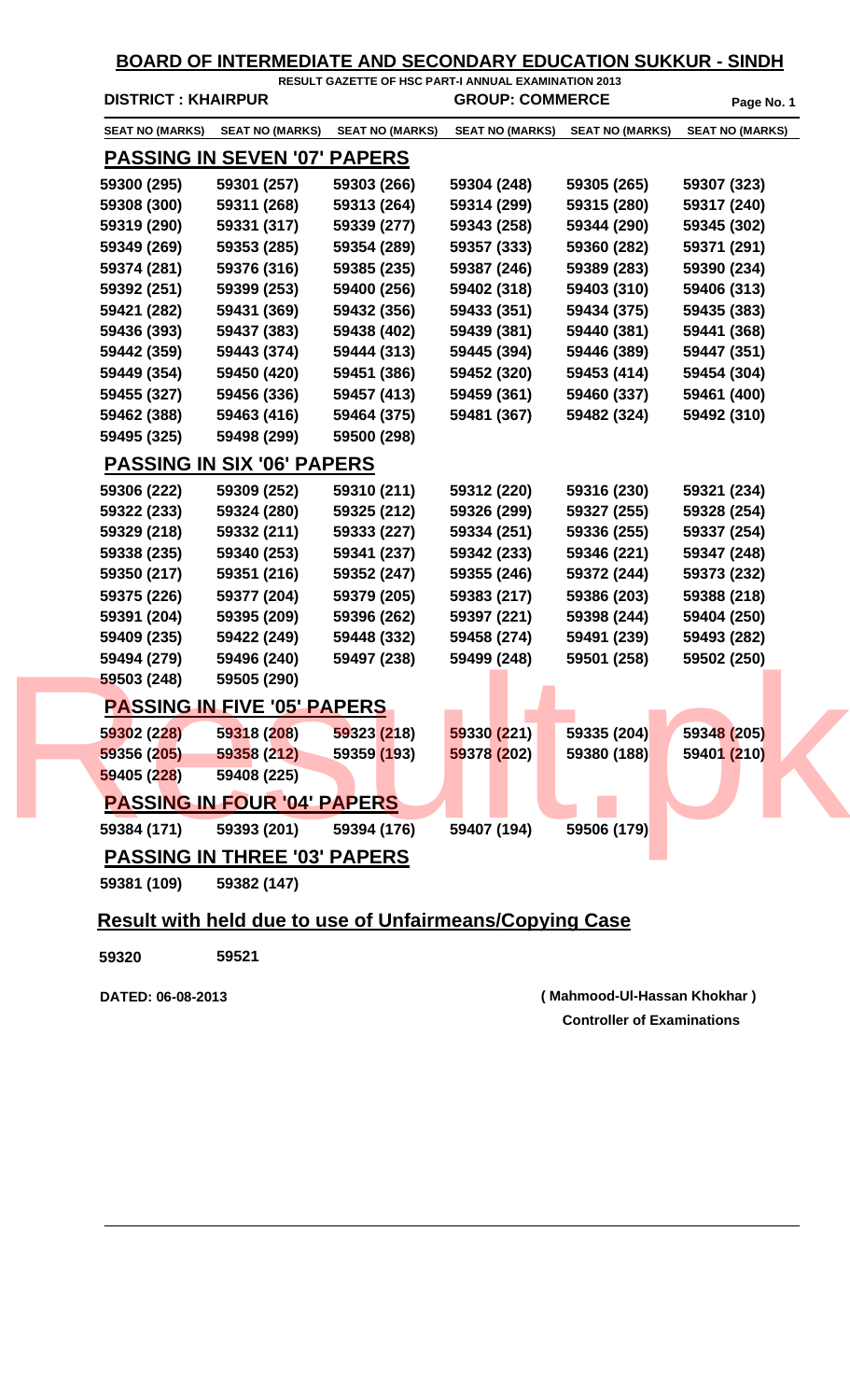# BOARD OF INTERMEDIATE AND SECONDARY EDUCATION SUKKUR - SINDH

**RESULT GAZETTE OF HSC PART-I ANNUAL EXAMINATION 2013**

**DISTRICT : KHAIRPUR** **GROUP: COMMERCE**

| SEAT NO (MARKS) | SEAT NO (MARKS) | SEAT NO (MARKS) | SEAT NO (MARKS) | SEAT NO (MARKS) | SEAT NO (MARKS) |
|---|---|---|---|---|---|

## PASSING IN SEVEN '07' PAPERS

| | | | | | |
|---|---|---|---|---|---|
| 59300 (295) | 59301 (257) | 59303 (266) | 59304 (248) | 59305 (265) | 59307 (323) |
| 59308 (300) | 59311 (268) | 59313 (264) | 59314 (299) | 59315 (280) | 59317 (240) |
| 59319 (290) | 59331 (317) | 59339 (277) | 59343 (258) | 59344 (290) | 59345 (302) |
| 59349 (269) | 59353 (285) | 59354 (289) | 59357 (333) | 59360 (282) | 59371 (291) |
| 59374 (281) | 59376 (316) | 59385 (235) | 59387 (246) | 59389 (283) | 59390 (234) |
| 59392 (251) | 59399 (253) | 59400 (256) | 59402 (318) | 59403 (310) | 59406 (313) |
| 59421 (282) | 59431 (369) | 59432 (356) | 59433 (351) | 59434 (375) | 59435 (383) |
| 59436 (393) | 59437 (383) | 59438 (402) | 59439 (381) | 59440 (381) | 59441 (368) |
| 59442 (359) | 59443 (374) | 59444 (313) | 59445 (394) | 59446 (389) | 59447 (351) |
| 59449 (354) | 59450 (420) | 59451 (386) | 59452 (320) | 59453 (414) | 59454 (304) |
| 59455 (327) | 59456 (336) | 59457 (413) | 59459 (361) | 59460 (337) | 59461 (400) |
| 59462 (388) | 59463 (416) | 59464 (375) | 59481 (367) | 59482 (324) | 59492 (310) |
| 59495 (325) | 59498 (299) | 59500 (298) | | | |

## PASSING IN SIX '06' PAPERS

| | | | | | |
|---|---|---|---|---|---|
| 59306 (222) | 59309 (252) | 59310 (211) | 59312 (220) | 59316 (230) | 59321 (234) |
| 59322 (233) | 59324 (280) | 59325 (212) | 59326 (299) | 59327 (255) | 59328 (254) |
| 59329 (218) | 59332 (211) | 59333 (227) | 59334 (251) | 59336 (255) | 59337 (254) |
| 59338 (235) | 59340 (253) | 59341 (237) | 59342 (233) | 59346 (221) | 59347 (248) |
| 59350 (217) | 59351 (216) | 59352 (247) | 59355 (246) | 59372 (244) | 59373 (232) |
| 59375 (226) | 59377 (204) | 59379 (205) | 59383 (217) | 59386 (203) | 59388 (218) |
| 59391 (204) | 59395 (209) | 59396 (262) | 59397 (221) | 59398 (244) | 59404 (250) |
| 59409 (235) | 59422 (249) | 59448 (332) | 59458 (274) | 59491 (239) | 59493 (282) |
| 59494 (279) | 59496 (240) | 59497 (238) | 59499 (248) | 59501 (258) | 59502 (250) |
| 59503 (248) | 59505 (290) | | | | |

## PASSING IN FIVE '05' PAPERS

| | | | | | |
|---|---|---|---|---|---|
| 59302 (228) | 59318 (208) | 59323 (218) | 59330 (221) | 59335 (204) | 59348 (205) |
| 59356 (205) | 59358 (212) | 59359 (193) | 59378 (202) | 59380 (188) | 59401 (210) |
| 59405 (228) | 59408 (225) | | | | |

## PASSING IN FOUR '04' PAPERS

| | | | | |
|---|---|---|---|---|
| 59384 (171) | 59393 (201) | 59394 (176) | 59407 (194) | 59506 (179) |

## PASSING IN THREE '03' PAPERS

| | |
|---|---|
| 59381 (109) | 59382 (147) |

## Result with held due to use of Unfairmeans/Copying Case

59320 59521

DATED: 06-08-2013

**( Mahmood-Ul-Hassan Khokhar )**
**Controller of Examinations**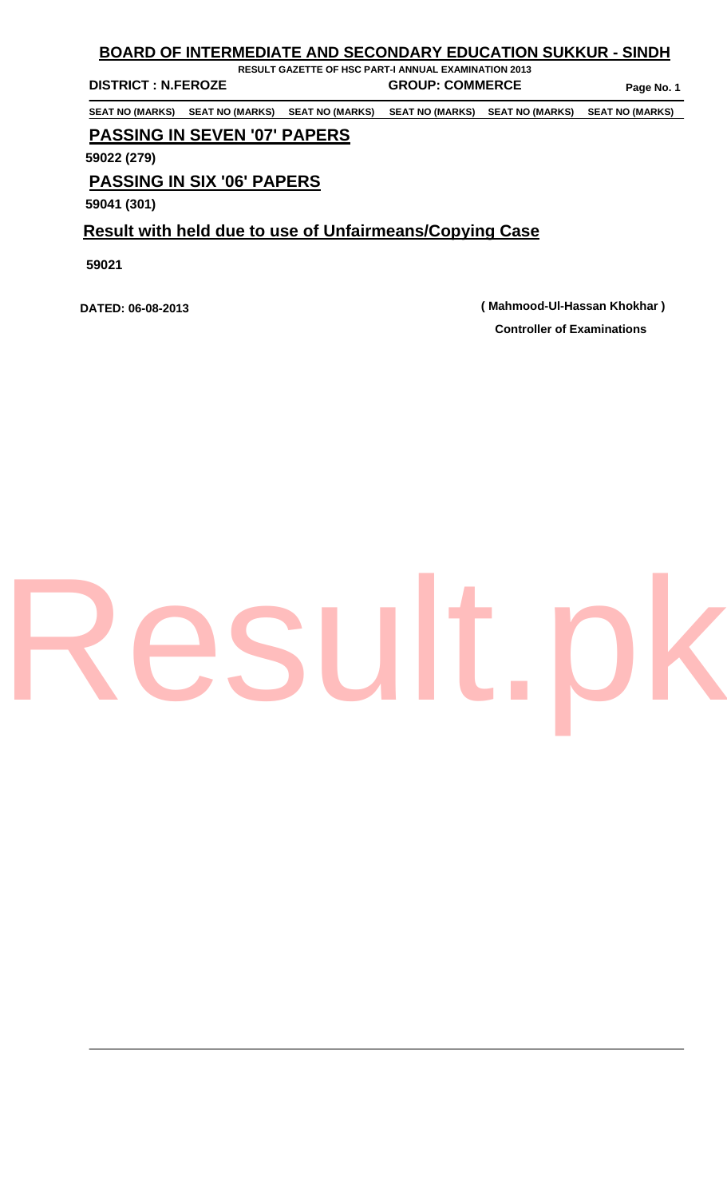# BOARD OF INTERMEDIATE AND SECONDARY EDUCATION SUKKUR - SINDH

**RESULT GAZETTE OF HSC PART-I ANNUAL EXAMINATION 2013**

**DISTRICT : N.FEROZE** **GROUP: COMMERCE**

| SEAT NO (MARKS) | SEAT NO (MARKS) | SEAT NO (MARKS) | SEAT NO (MARKS) | SEAT NO (MARKS) | SEAT NO (MARKS) |
|---|---|---|---|---|---|

## PASSING IN SEVEN '07' PAPERS

**59022 (279)**

## PASSING IN SIX '06' PAPERS

**59041 (301)**

## Result with held due to use of Unfairmeans/Copying Case

**59021**

**DATED: 06-08-2013**

**( Mahmood-Ul-Hassan Khokhar )**
**Controller of Examinations**

Result.pk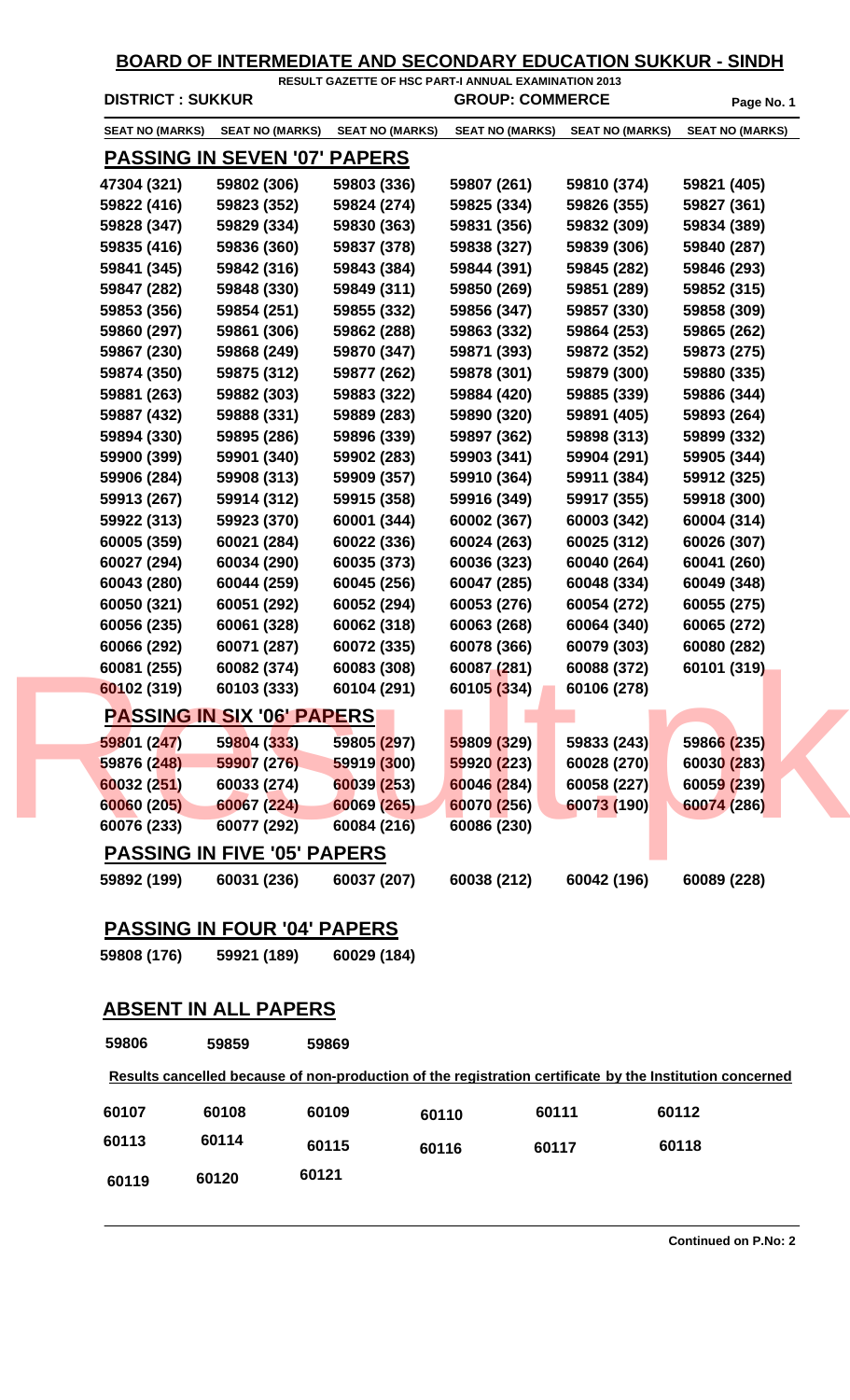# BOARD OF INTERMEDIATE AND SECONDARY EDUCATION SUKKUR - SINDH

**RESULT GAZETTE OF HSC PART-I ANNUAL EXAMINATION 2013**

**DISTRICT : SUKKUR** **GROUP: COMMERCE**

| SEAT NO (MARKS) | SEAT NO (MARKS) | SEAT NO (MARKS) | SEAT NO (MARKS) | SEAT NO (MARKS) | SEAT NO (MARKS) |
|---|---|---|---|---|---|

## PASSING IN SEVEN '07' PAPERS

| | | | | | |
|---|---|---|---|---|---|
| 47304 (321) | 59802 (306) | 59803 (336) | 59807 (261) | 59810 (374) | 59821 (405) |
| 59822 (416) | 59823 (352) | 59824 (274) | 59825 (334) | 59826 (355) | 59827 (361) |
| 59828 (347) | 59829 (334) | 59830 (363) | 59831 (356) | 59832 (309) | 59834 (389) |
| 59835 (416) | 59836 (360) | 59837 (378) | 59838 (327) | 59839 (306) | 59840 (287) |
| 59841 (345) | 59842 (316) | 59843 (384) | 59844 (391) | 59845 (282) | 59846 (293) |
| 59847 (282) | 59848 (330) | 59849 (311) | 59850 (269) | 59851 (289) | 59852 (315) |
| 59853 (356) | 59854 (251) | 59855 (332) | 59856 (347) | 59857 (330) | 59858 (309) |
| 59860 (297) | 59861 (306) | 59862 (288) | 59863 (332) | 59864 (253) | 59865 (262) |
| 59867 (230) | 59868 (249) | 59870 (347) | 59871 (393) | 59872 (352) | 59873 (275) |
| 59874 (350) | 59875 (312) | 59877 (262) | 59878 (301) | 59879 (300) | 59880 (335) |
| 59881 (263) | 59882 (303) | 59883 (322) | 59884 (420) | 59885 (339) | 59886 (344) |
| 59887 (432) | 59888 (331) | 59889 (283) | 59890 (320) | 59891 (405) | 59893 (264) |
| 59894 (330) | 59895 (286) | 59896 (339) | 59897 (362) | 59898 (313) | 59899 (332) |
| 59900 (399) | 59901 (340) | 59902 (283) | 59903 (341) | 59904 (291) | 59905 (344) |
| 59906 (284) | 59908 (313) | 59909 (357) | 59910 (364) | 59911 (384) | 59912 (325) |
| 59913 (267) | 59914 (312) | 59915 (358) | 59916 (349) | 59917 (355) | 59918 (300) |
| 59922 (313) | 59923 (370) | 60001 (344) | 60002 (367) | 60003 (342) | 60004 (314) |
| 60005 (359) | 60021 (284) | 60022 (336) | 60024 (263) | 60025 (312) | 60026 (307) |
| 60027 (294) | 60034 (290) | 60035 (373) | 60036 (323) | 60040 (264) | 60041 (260) |
| 60043 (280) | 60044 (259) | 60045 (256) | 60047 (285) | 60048 (334) | 60049 (348) |
| 60050 (321) | 60051 (292) | 60052 (294) | 60053 (276) | 60054 (272) | 60055 (275) |
| 60056 (235) | 60061 (328) | 60062 (318) | 60063 (268) | 60064 (340) | 60065 (272) |
| 60066 (292) | 60071 (287) | 60072 (335) | 60078 (366) | 60079 (303) | 60080 (282) |
| 60081 (255) | 60082 (374) | 60083 (308) | 60087 (281) | 60088 (372) | 60101 (319) |
| 60102 (319) | 60103 (333) | 60104 (291) | 60105 (334) | 60106 (278) | |

## PASSING IN SIX '06' PAPERS

| | | | | | |
|---|---|---|---|---|---|
| 59801 (247) | 59804 (333) | 59805 (297) | 59809 (329) | 59833 (243) | 59866 (235) |
| 59876 (248) | 59907 (276) | 59919 (300) | 59920 (223) | 60028 (270) | 60030 (283) |
| 60032 (251) | 60033 (274) | 60039 (253) | 60046 (284) | 60058 (227) | 60059 (239) |
| 60060 (205) | 60067 (224) | 60069 (265) | 60070 (256) | 60073 (190) | 60074 (286) |
| 60076 (233) | 60077 (292) | 60084 (216) | 60086 (230) | | |

## PASSING IN FIVE '05' PAPERS

| | | | | | |
|---|---|---|---|---|---|
| 59892 (199) | 60031 (236) | 60037 (207) | 60038 (212) | 60042 (196) | 60089 (228) |

## PASSING IN FOUR '04' PAPERS

| | | |
|---|---|---|
| 59808 (176) | 59921 (189) | 60029 (184) |

## ABSENT IN ALL PAPERS

| | | |
|---|---|---|
| 59806 | 59859 | 59869 |

**Results cancelled because of non-production of the registration certificate by the Institution concerned**

| | | | | | |
|---|---|---|---|---|---|
| 60107 | 60108 | 60109 | 60110 | 60111 | 60112 |
| 60113 | 60114 | 60115 | 60116 | 60117 | 60118 |
| 60119 | 60120 | 60121 | | | |

**Continued on P.No: 2**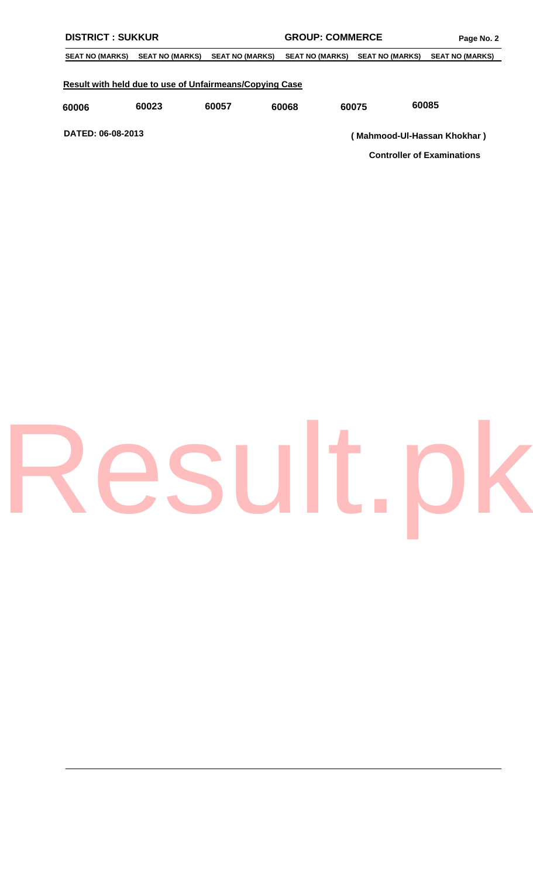**DISTRICT : SUKKUR** **GROUP: COMMERCE**

| SEAT NO (MARKS) | SEAT NO (MARKS) | SEAT NO (MARKS) | SEAT NO (MARKS) | SEAT NO (MARKS) | SEAT NO (MARKS) |
|---|---|---|---|---|---|

**Result with held due to use of Unfairmeans/Copying Case**

| | | | | | |
|---|---|---|---|---|---|
| 60006 | 60023 | 60057 | 60068 | 60075 | 60085 |

**DATED: 06-08-2013**

**( Mahmood-Ul-Hassan Khokhar )**

**Controller of Examinations**